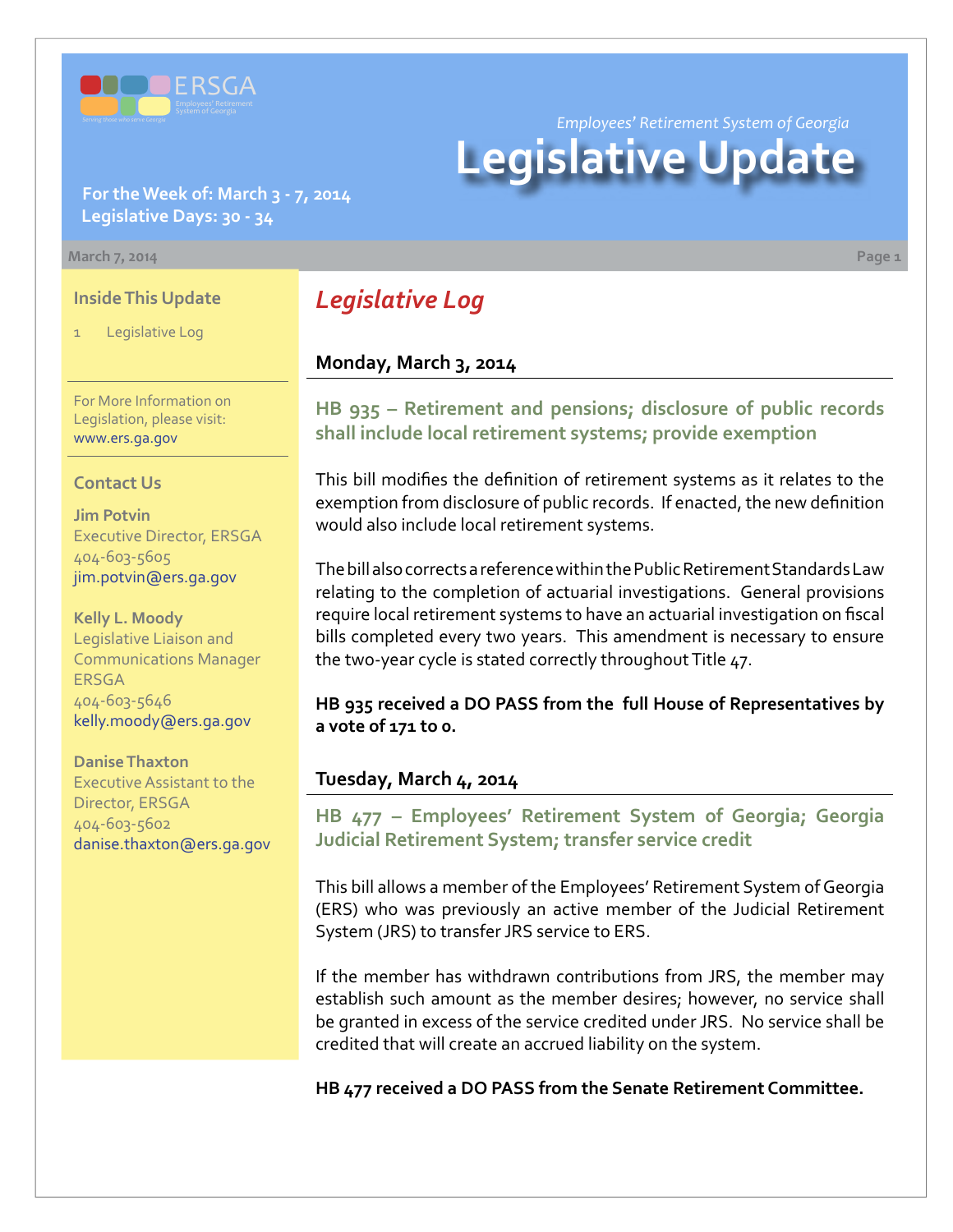*Employees' Retirement System of Georgia*

# Legislative Update

**For the Week of: March 3 - 7, 2014**
**Legislative Days: 30 - 34**

March 7, 2014

### Inside This Update

1 Legislative Log

For More Information on Legislation, please visit: www.ers.ga.gov

### Contact Us

**Jim Potvin**
Executive Director, ERSGA
404-603-5605
jim.potvin@ers.ga.gov

**Kelly L. Moody**
Legislative Liaison and Communications Manager
ERSGA
404-603-5646
kelly.moody@ers.ga.gov

**Danise Thaxton**
Executive Assistant to the Director, ERSGA
404-603-5602
danise.thaxton@ers.ga.gov

## *Legislative Log*

### Monday, March 3, 2014

#### HB 935 – Retirement and pensions; disclosure of public records shall include local retirement systems; provide exemption

This bill modifies the definition of retirement systems as it relates to the exemption from disclosure of public records. If enacted, the new definition would also include local retirement systems.

The bill also corrects a reference within the Public Retirement Standards Law relating to the completion of actuarial investigations. General provisions require local retirement systems to have an actuarial investigation on fiscal bills completed every two years. This amendment is necessary to ensure the two-year cycle is stated correctly throughout Title 47.

**HB 935 received a DO PASS from the full House of Representatives by a vote of 171 to 0.**

### Tuesday, March 4, 2014

#### HB 477 – Employees' Retirement System of Georgia; Georgia Judicial Retirement System; transfer service credit

This bill allows a member of the Employees' Retirement System of Georgia (ERS) who was previously an active member of the Judicial Retirement System (JRS) to transfer JRS service to ERS.

If the member has withdrawn contributions from JRS, the member may establish such amount as the member desires; however, no service shall be granted in excess of the service credited under JRS. No service shall be credited that will create an accrued liability on the system.

**HB 477 received a DO PASS from the Senate Retirement Committee.**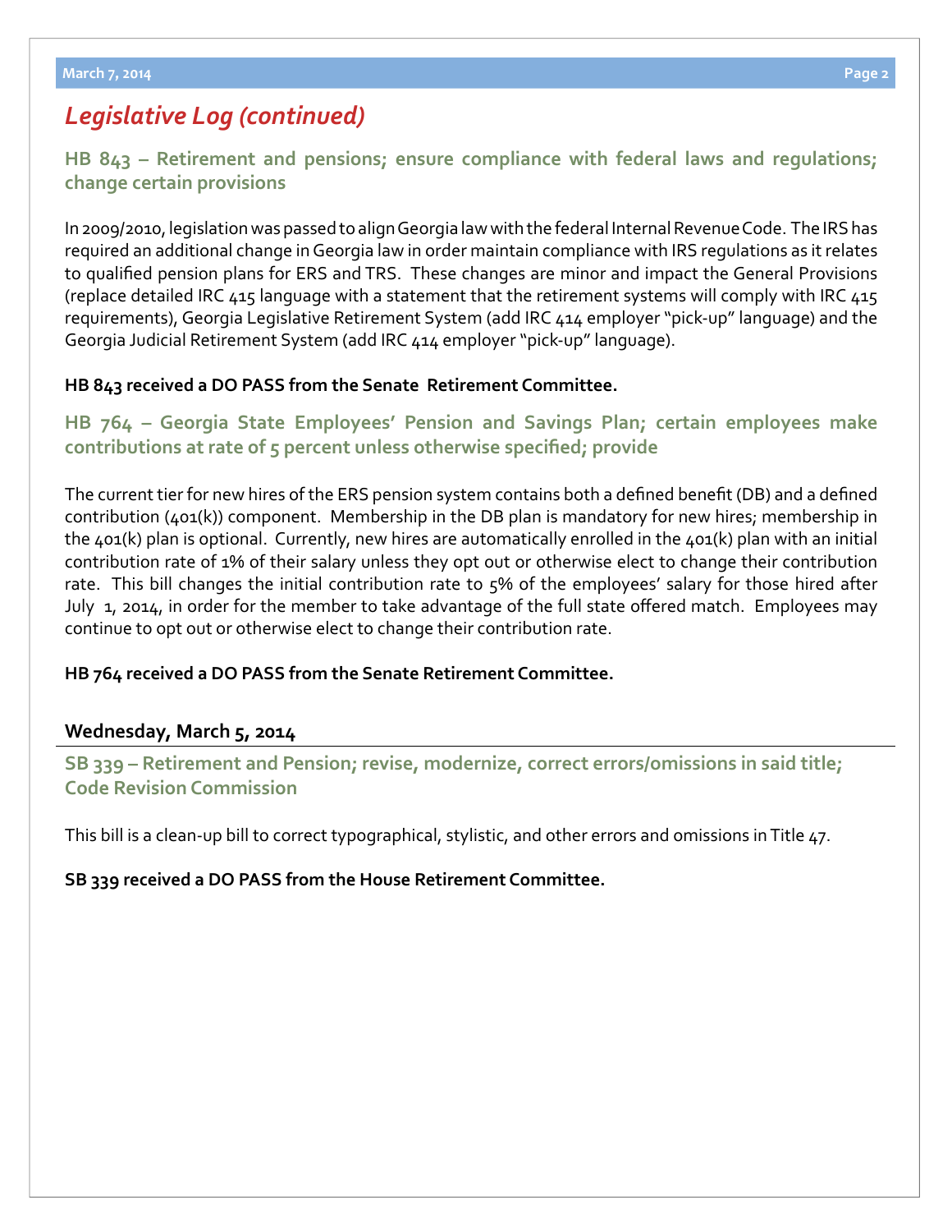# *Legislative Log (continued)*

## HB 843 – Retirement and pensions; ensure compliance with federal laws and regulations; change certain provisions

In 2009/2010, legislation was passed to align Georgia law with the federal Internal Revenue Code. The IRS has required an additional change in Georgia law in order maintain compliance with IRS regulations as it relates to qualified pension plans for ERS and TRS. These changes are minor and impact the General Provisions (replace detailed IRC 415 language with a statement that the retirement systems will comply with IRC 415 requirements), Georgia Legislative Retirement System (add IRC 414 employer "pick-up" language) and the Georgia Judicial Retirement System (add IRC 414 employer "pick-up" language).

**HB 843 received a DO PASS from the Senate Retirement Committee.**

## HB 764 – Georgia State Employees' Pension and Savings Plan; certain employees make contributions at rate of 5 percent unless otherwise specified; provide

The current tier for new hires of the ERS pension system contains both a defined benefit (DB) and a defined contribution (401(k)) component. Membership in the DB plan is mandatory for new hires; membership in the 401(k) plan is optional. Currently, new hires are automatically enrolled in the 401(k) plan with an initial contribution rate of 1% of their salary unless they opt out or otherwise elect to change their contribution rate. This bill changes the initial contribution rate to 5% of the employees' salary for those hired after July 1, 2014, in order for the member to take advantage of the full state offered match. Employees may continue to opt out or otherwise elect to change their contribution rate.

**HB 764 received a DO PASS from the Senate Retirement Committee.**

### Wednesday, March 5, 2014

## SB 339 – Retirement and Pension; revise, modernize, correct errors/omissions in said title; Code Revision Commission

This bill is a clean-up bill to correct typographical, stylistic, and other errors and omissions in Title 47.

**SB 339 received a DO PASS from the House Retirement Committee.**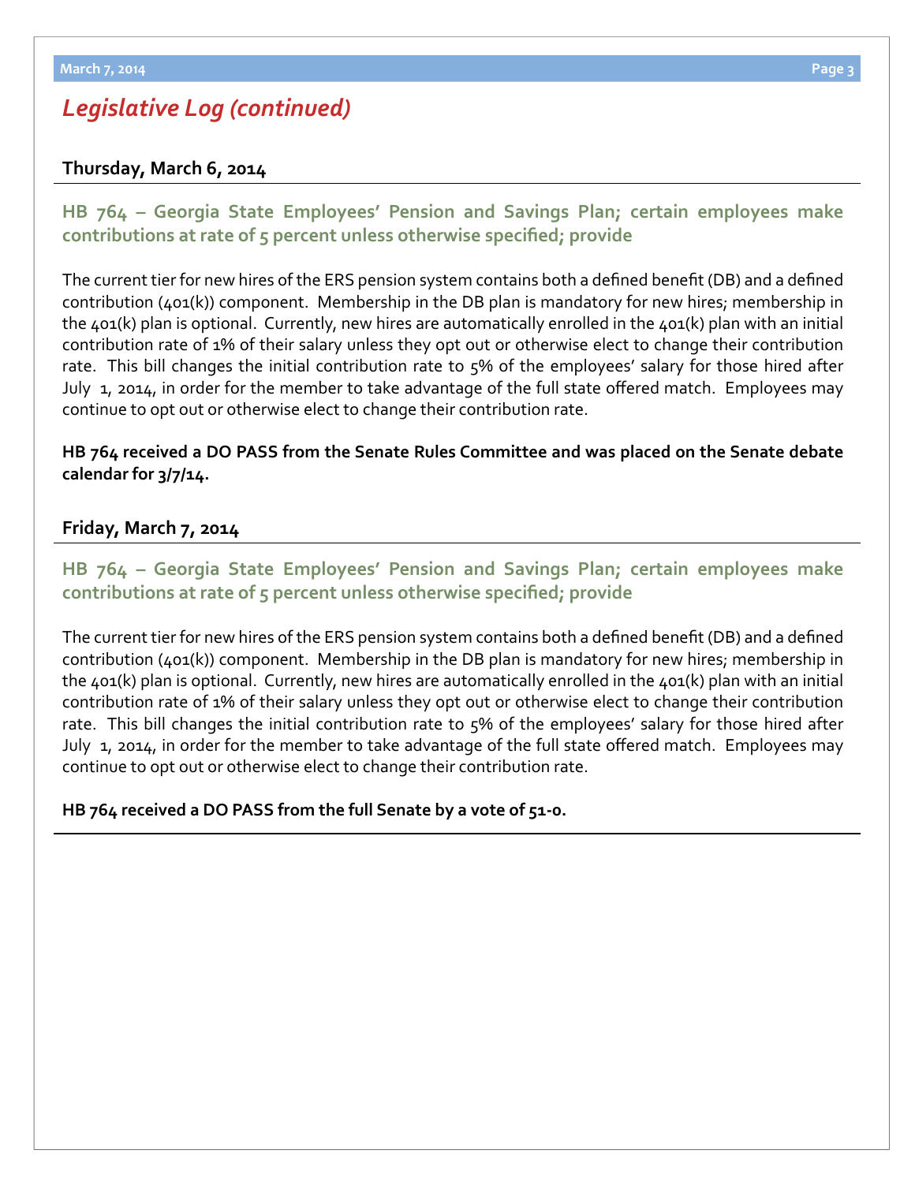# *Legislative Log (continued)*

**Thursday, March 6, 2014**

### HB 764 – Georgia State Employees' Pension and Savings Plan; certain employees make contributions at rate of 5 percent unless otherwise specified; provide

The current tier for new hires of the ERS pension system contains both a defined benefit (DB) and a defined contribution (401(k)) component. Membership in the DB plan is mandatory for new hires; membership in the 401(k) plan is optional. Currently, new hires are automatically enrolled in the 401(k) plan with an initial contribution rate of 1% of their salary unless they opt out or otherwise elect to change their contribution rate. This bill changes the initial contribution rate to 5% of the employees' salary for those hired after July 1, 2014, in order for the member to take advantage of the full state offered match. Employees may continue to opt out or otherwise elect to change their contribution rate.

**HB 764 received a DO PASS from the Senate Rules Committee and was placed on the Senate debate calendar for 3/7/14.**

**Friday, March 7, 2014**

### HB 764 – Georgia State Employees' Pension and Savings Plan; certain employees make contributions at rate of 5 percent unless otherwise specified; provide

The current tier for new hires of the ERS pension system contains both a defined benefit (DB) and a defined contribution (401(k)) component. Membership in the DB plan is mandatory for new hires; membership in the 401(k) plan is optional. Currently, new hires are automatically enrolled in the 401(k) plan with an initial contribution rate of 1% of their salary unless they opt out or otherwise elect to change their contribution rate. This bill changes the initial contribution rate to 5% of the employees' salary for those hired after July 1, 2014, in order for the member to take advantage of the full state offered match. Employees may continue to opt out or otherwise elect to change their contribution rate.

**HB 764 received a DO PASS from the full Senate by a vote of 51-0.**